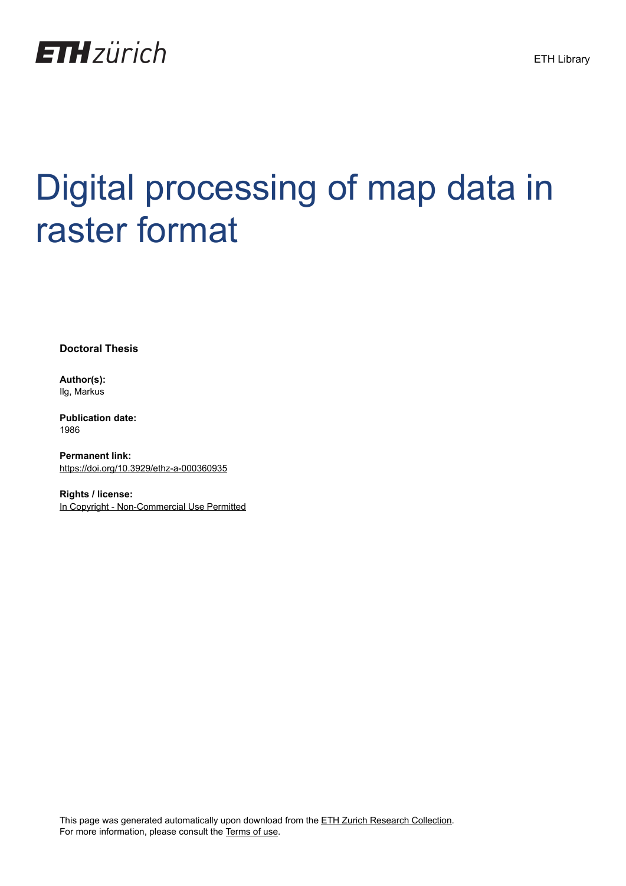ETH zürich

ETH Library

# Digital processing of map data in raster format

**Doctoral Thesis**

**Author(s):**
Ilg, Markus

**Publication date:**
1986

**Permanent link:**
https://doi.org/10.3929/ethz-a-000360935

**Rights / license:**
In Copyright - Non-Commercial Use Permitted

This page was generated automatically upon download from the ETH Zurich Research Collection.
For more information, please consult the Terms of use.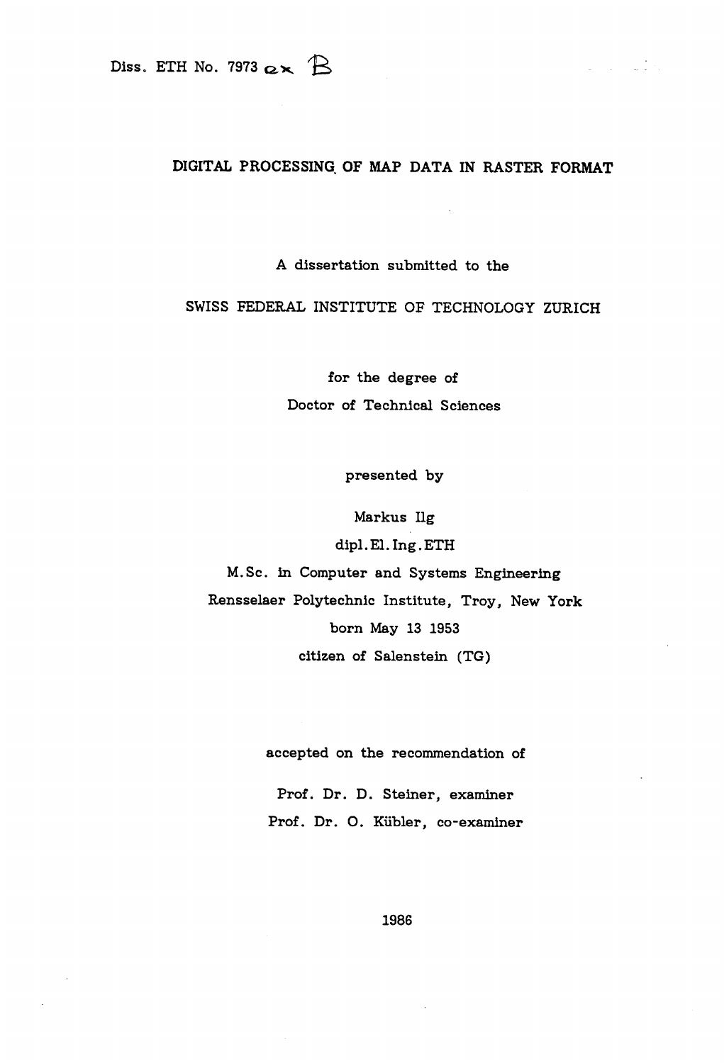Diss. ETH No. 7973 ex B

# DIGITAL PROCESSING OF MAP DATA IN RASTER FORMAT

A dissertation submitted to the

SWISS FEDERAL INSTITUTE OF TECHNOLOGY ZURICH

for the degree of

Doctor of Technical Sciences

presented by

Markus Ilg

dipl.El.Ing.ETH

M.Sc. in Computer and Systems Engineering

Rensselaer Polytechnic Institute, Troy, New York

born May 13 1953

citizen of Salenstein (TG)

accepted on the recommendation of

Prof. Dr. D. Steiner, examiner

Prof. Dr. O. Kübler, co-examiner

1986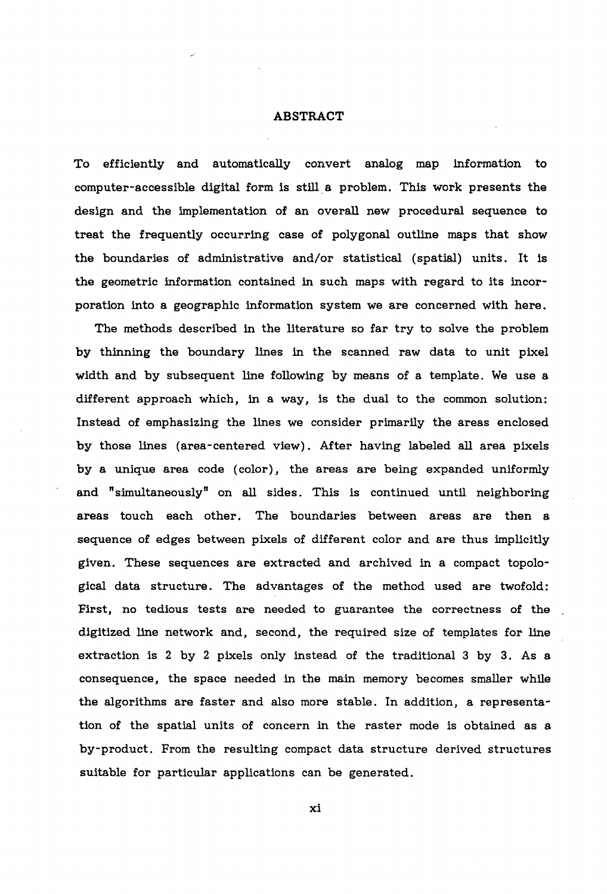# ABSTRACT

To efficiently and automatically convert analog map information to computer-accessible digital form is still a problem. This work presents the design and the implementation of an overall new procedural sequence to treat the frequently occurring case of polygonal outline maps that show the boundaries of administrative and/or statistical (spatial) units. It is the geometric information contained in such maps with regard to its incorporation into a geographic information system we are concerned with here.

The methods described in the literature so far try to solve the problem by thinning the boundary lines in the scanned raw data to unit pixel width and by subsequent line following by means of a template. We use a different approach which, in a way, is the dual to the common solution: Instead of emphasizing the lines we consider primarily the areas enclosed by those lines (area-centered view). After having labeled all area pixels by a unique area code (color), the areas are being expanded uniformly and "simultaneously" on all sides. This is continued until neighboring areas touch each other. The boundaries between areas are then a sequence of edges between pixels of different color and are thus implicitly given. These sequences are extracted and archived in a compact topological data structure. The advantages of the method used are twofold: First, no tedious tests are needed to guarantee the correctness of the digitized line network and, second, the required size of templates for line extraction is 2 by 2 pixels only instead of the traditional 3 by 3. As a consequence, the space needed in the main memory becomes smaller while the algorithms are faster and also more stable. In addition, a representation of the spatial units of concern in the raster mode is obtained as a by-product. From the resulting compact data structure derived structures suitable for particular applications can be generated.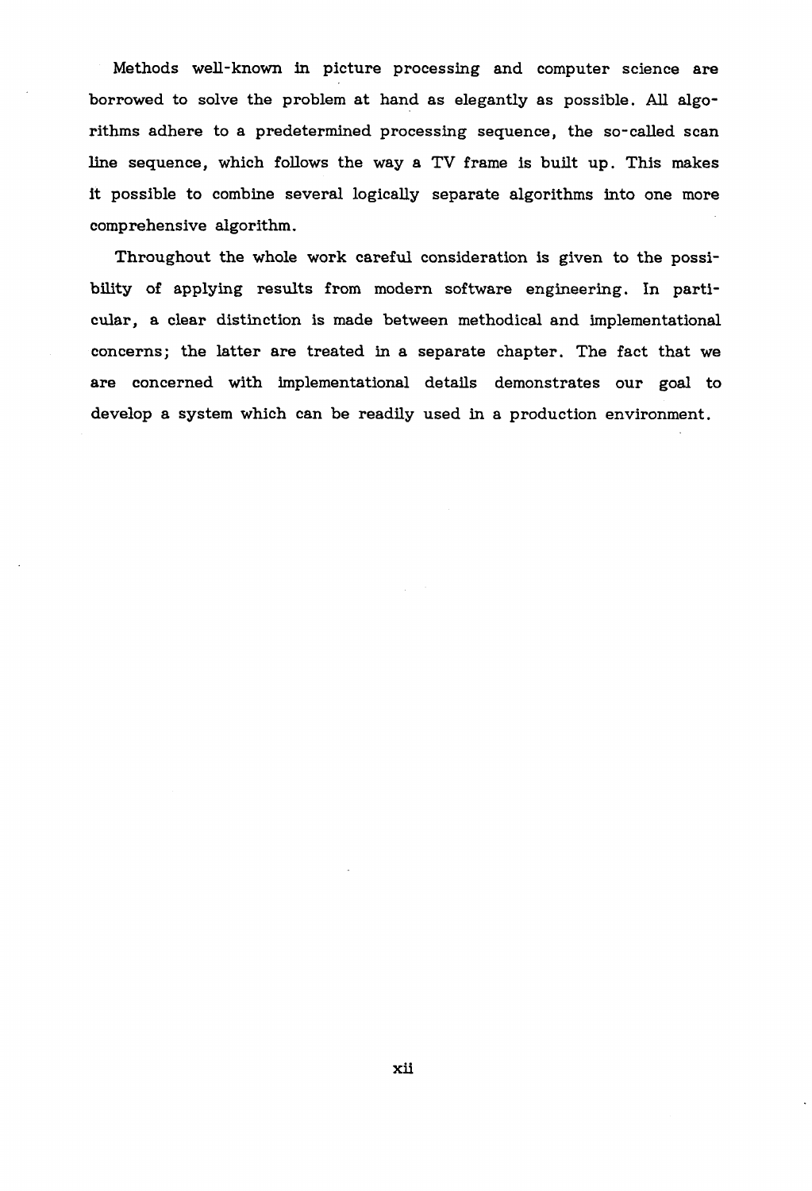Methods well-known in picture processing and computer science are borrowed to solve the problem at hand as elegantly as possible. All algorithms adhere to a predetermined processing sequence, the so-called scan line sequence, which follows the way a TV frame is built up. This makes it possible to combine several logically separate algorithms into one more comprehensive algorithm.

Throughout the whole work careful consideration is given to the possibility of applying results from modern software engineering. In particular, a clear distinction is made between methodical and implementational concerns; the latter are treated in a separate chapter. The fact that we are concerned with implementational details demonstrates our goal to develop a system which can be readily used in a production environment.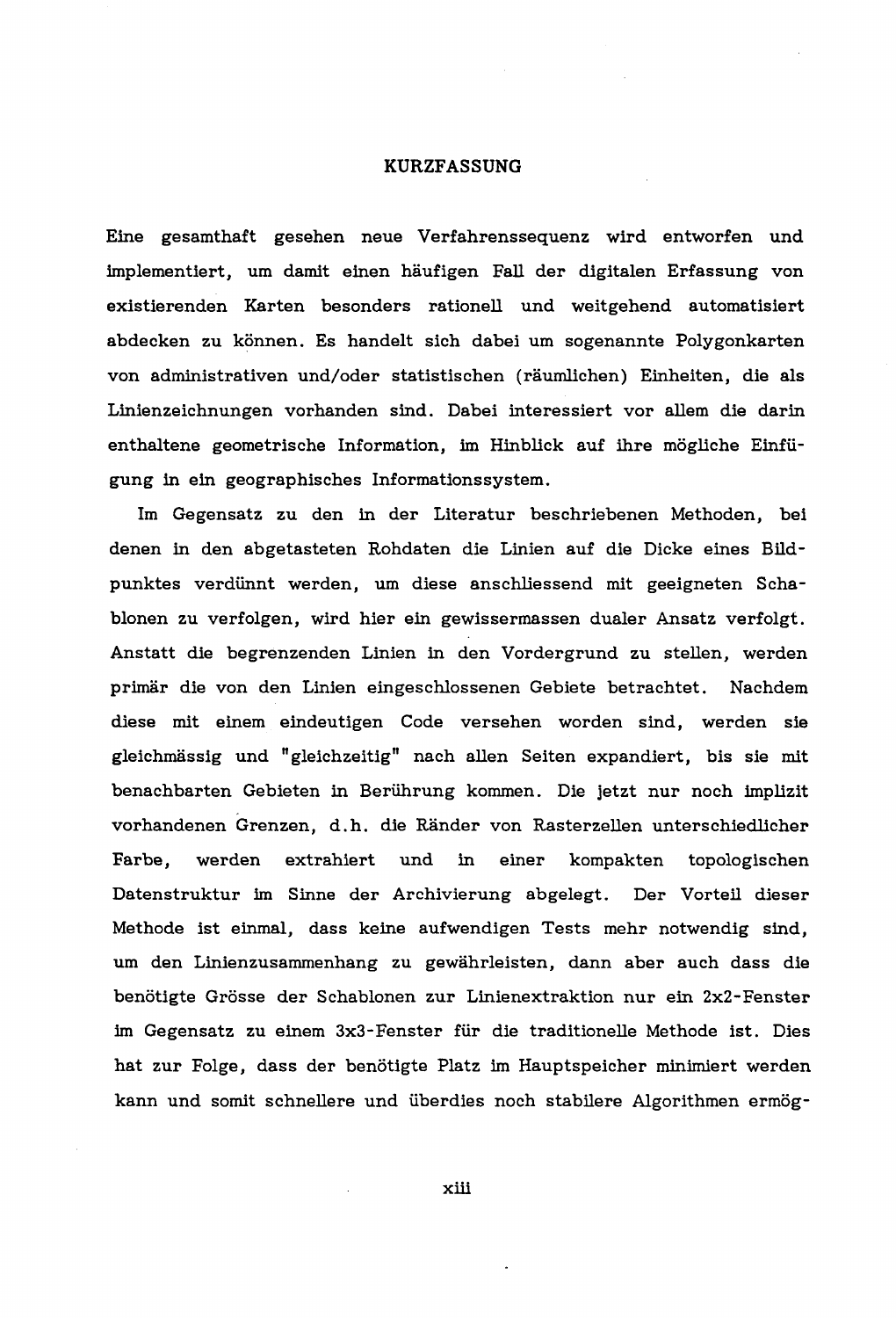# KURZFASSUNG

Eine gesamthaft gesehen neue Verfahrenssequenz wird entworfen und implementiert, um damit einen häufigen Fall der digitalen Erfassung von existierenden Karten besonders rationell und weitgehend automatisiert abdecken zu können. Es handelt sich dabei um sogenannte Polygonkarten von administrativen und/oder statistischen (räumlichen) Einheiten, die als Linienzeichnungen vorhanden sind. Dabei interessiert vor allem die darin enthaltene geometrische Information, im Hinblick auf ihre mögliche Einfügung in ein geographisches Informationssystem.

Im Gegensatz zu den in der Literatur beschriebenen Methoden, bei denen in den abgetasteten Rohdaten die Linien auf die Dicke eines Bildpunktes verdünnt werden, um diese anschliessend mit geeigneten Schablonen zu verfolgen, wird hier ein gewissermassen dualer Ansatz verfolgt. Anstatt die begrenzenden Linien in den Vordergrund zu stellen, werden primär die von den Linien eingeschlossenen Gebiete betrachtet. Nachdem diese mit einem eindeutigen Code versehen worden sind, werden sie gleichmässig und "gleichzeitig" nach allen Seiten expandiert, bis sie mit benachbarten Gebieten in Berührung kommen. Die jetzt nur noch implizit vorhandenen Grenzen, d.h. die Ränder von Rasterzellen unterschiedlicher Farbe, werden extrahiert und in einer kompakten topologischen Datenstruktur im Sinne der Archivierung abgelegt. Der Vorteil dieser Methode ist einmal, dass keine aufwendigen Tests mehr notwendig sind, um den Linienzusammenhang zu gewährleisten, dann aber auch dass die benötigte Grösse der Schablonen zur Linienextraktion nur ein 2x2-Fenster im Gegensatz zu einem 3x3-Fenster für die traditionelle Methode ist. Dies hat zur Folge, dass der benötigte Platz im Hauptspeicher minimiert werden kann und somit schnellere und überdies noch stabilere Algorithmen ermög-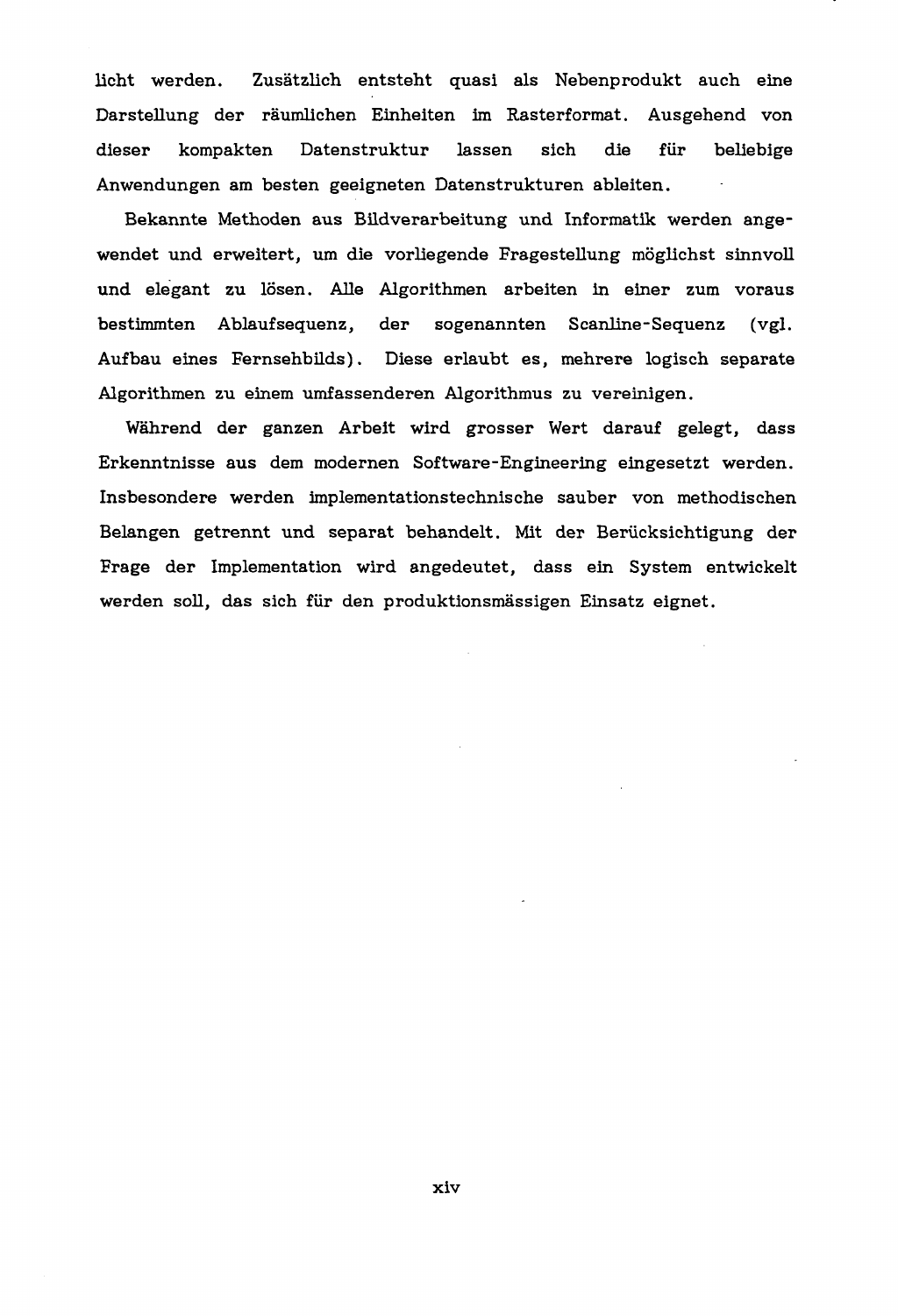licht werden. Zusätzlich entsteht quasi als Nebenprodukt auch eine Darstellung der räumlichen Einheiten im Rasterformat. Ausgehend von dieser kompakten Datenstruktur lassen sich die für beliebige Anwendungen am besten geeigneten Datenstrukturen ableiten.

Bekannte Methoden aus Bildverarbeitung und Informatik werden angewendet und erweitert, um die vorliegende Fragestellung möglichst sinnvoll und elegant zu lösen. Alle Algorithmen arbeiten in einer zum voraus bestimmten Ablaufsequenz, der sogenannten Scanline-Sequenz (vgl. Aufbau eines Fernsehbilds). Diese erlaubt es, mehrere logisch separate Algorithmen zu einem umfassenderen Algorithmus zu vereinigen.

Während der ganzen Arbeit wird grosser Wert darauf gelegt, dass Erkenntnisse aus dem modernen Software-Engineering eingesetzt werden. Insbesondere werden implementationstechnische sauber von methodischen Belangen getrennt und separat behandelt. Mit der Berücksichtigung der Frage der Implementation wird angedeutet, dass ein System entwickelt werden soll, das sich für den produktionsmässigen Einsatz eignet.